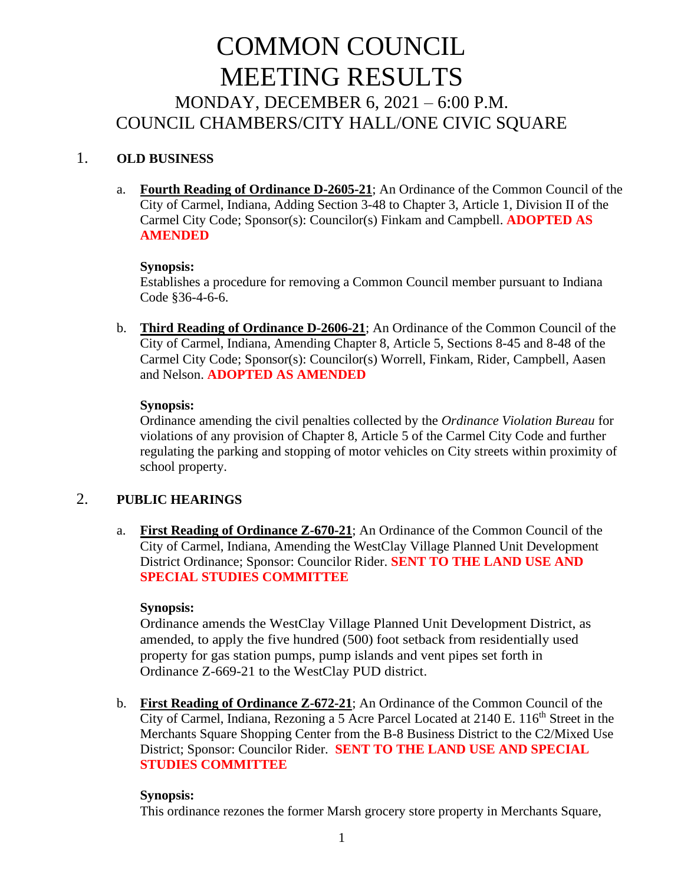# COMMON COUNCIL MEETING RESULTS

## MONDAY, DECEMBER 6, 2021 – 6:00 P.M.
## COUNCIL CHAMBERS/CITY HALL/ONE CIVIC SQUARE

1. **OLD BUSINESS**

   a. **Fourth Reading of Ordinance D-2605-21**; An Ordinance of the Common Council of the City of Carmel, Indiana, Adding Section 3-48 to Chapter 3, Article 1, Division II of the Carmel City Code; Sponsor(s): Councilor(s) Finkam and Campbell. **ADOPTED AS AMENDED**

   **Synopsis:**
   Establishes a procedure for removing a Common Council member pursuant to Indiana Code §36-4-6-6.

   b. **Third Reading of Ordinance D-2606-21**; An Ordinance of the Common Council of the City of Carmel, Indiana, Amending Chapter 8, Article 5, Sections 8-45 and 8-48 of the Carmel City Code; Sponsor(s): Councilor(s) Worrell, Finkam, Rider, Campbell, Aasen and Nelson. **ADOPTED AS AMENDED**

   **Synopsis:**
   Ordinance amending the civil penalties collected by the *Ordinance Violation Bureau* for violations of any provision of Chapter 8, Article 5 of the Carmel City Code and further regulating the parking and stopping of motor vehicles on City streets within proximity of school property.

2. **PUBLIC HEARINGS**

   a. **First Reading of Ordinance Z-670-21**; An Ordinance of the Common Council of the City of Carmel, Indiana, Amending the WestClay Village Planned Unit Development District Ordinance; Sponsor: Councilor Rider. **SENT TO THE LAND USE AND SPECIAL STUDIES COMMITTEE**

   **Synopsis:**
   Ordinance amends the WestClay Village Planned Unit Development District, as amended, to apply the five hundred (500) foot setback from residentially used property for gas station pumps, pump islands and vent pipes set forth in Ordinance Z-669-21 to the WestClay PUD district.

   b. **First Reading of Ordinance Z-672-21**; An Ordinance of the Common Council of the City of Carmel, Indiana, Rezoning a 5 Acre Parcel Located at 2140 E. 116th Street in the Merchants Square Shopping Center from the B-8 Business District to the C2/Mixed Use District; Sponsor: Councilor Rider. **SENT TO THE LAND USE AND SPECIAL STUDIES COMMITTEE**

   **Synopsis:**
   This ordinance rezones the former Marsh grocery store property in Merchants Square,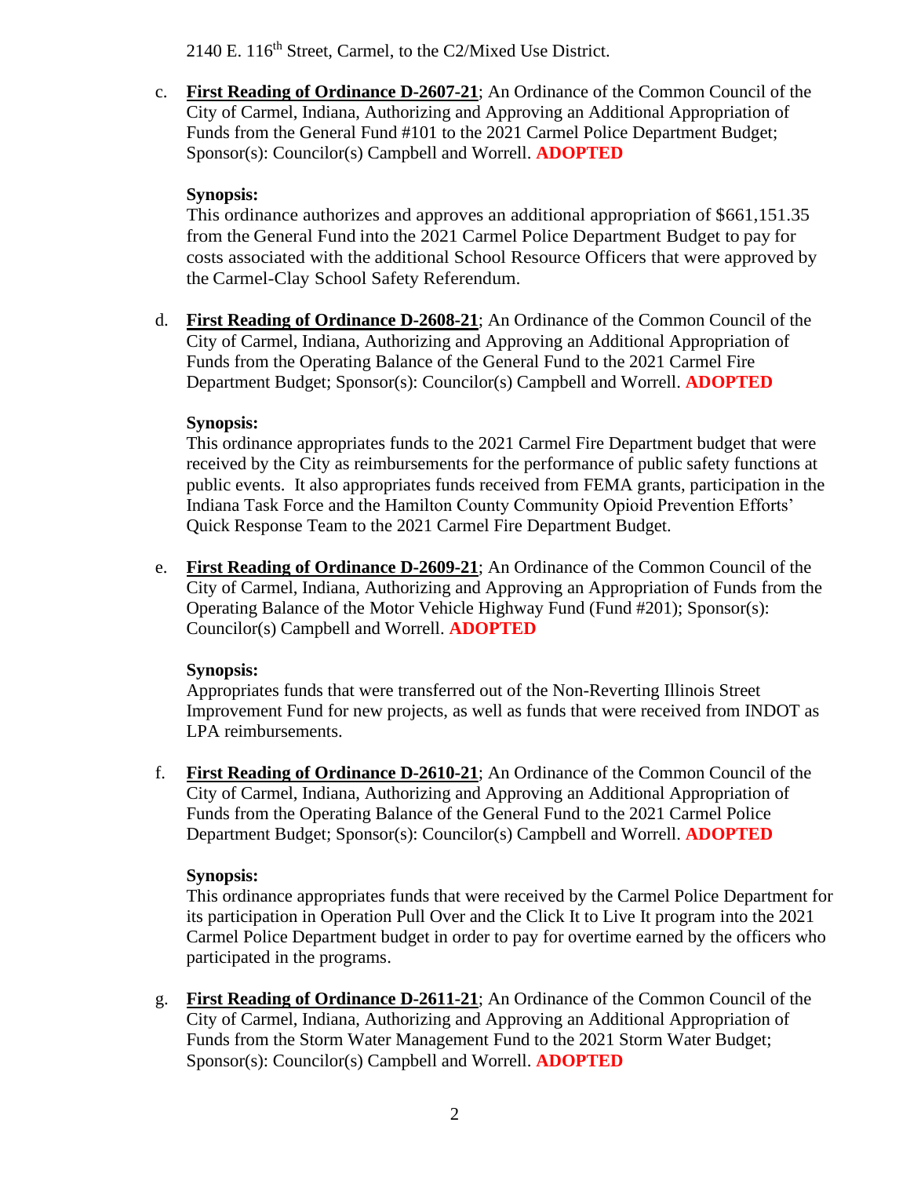2140 E. 116th Street, Carmel, to the C2/Mixed Use District.

c. **First Reading of Ordinance D-2607-21**; An Ordinance of the Common Council of the City of Carmel, Indiana, Authorizing and Approving an Additional Appropriation of Funds from the General Fund #101 to the 2021 Carmel Police Department Budget; Sponsor(s): Councilor(s) Campbell and Worrell. **ADOPTED**

   **Synopsis:**
   This ordinance authorizes and approves an additional appropriation of $661,151.35 from the General Fund into the 2021 Carmel Police Department Budget to pay for costs associated with the additional School Resource Officers that were approved by the Carmel-Clay School Safety Referendum.

d. **First Reading of Ordinance D-2608-21**; An Ordinance of the Common Council of the City of Carmel, Indiana, Authorizing and Approving an Additional Appropriation of Funds from the Operating Balance of the General Fund to the 2021 Carmel Fire Department Budget; Sponsor(s): Councilor(s) Campbell and Worrell. **ADOPTED**

   **Synopsis:**
   This ordinance appropriates funds to the 2021 Carmel Fire Department budget that were received by the City as reimbursements for the performance of public safety functions at public events. It also appropriates funds received from FEMA grants, participation in the Indiana Task Force and the Hamilton County Community Opioid Prevention Efforts' Quick Response Team to the 2021 Carmel Fire Department Budget.

e. **First Reading of Ordinance D-2609-21**; An Ordinance of the Common Council of the City of Carmel, Indiana, Authorizing and Approving an Appropriation of Funds from the Operating Balance of the Motor Vehicle Highway Fund (Fund #201); Sponsor(s): Councilor(s) Campbell and Worrell. **ADOPTED**

   **Synopsis:**
   Appropriates funds that were transferred out of the Non-Reverting Illinois Street Improvement Fund for new projects, as well as funds that were received from INDOT as LPA reimbursements.

f. **First Reading of Ordinance D-2610-21**; An Ordinance of the Common Council of the City of Carmel, Indiana, Authorizing and Approving an Additional Appropriation of Funds from the Operating Balance of the General Fund to the 2021 Carmel Police Department Budget; Sponsor(s): Councilor(s) Campbell and Worrell. **ADOPTED**

   **Synopsis:**
   This ordinance appropriates funds that were received by the Carmel Police Department for its participation in Operation Pull Over and the Click It to Live It program into the 2021 Carmel Police Department budget in order to pay for overtime earned by the officers who participated in the programs.

g. **First Reading of Ordinance D-2611-21**; An Ordinance of the Common Council of the City of Carmel, Indiana, Authorizing and Approving an Additional Appropriation of Funds from the Storm Water Management Fund to the 2021 Storm Water Budget; Sponsor(s): Councilor(s) Campbell and Worrell. **ADOPTED**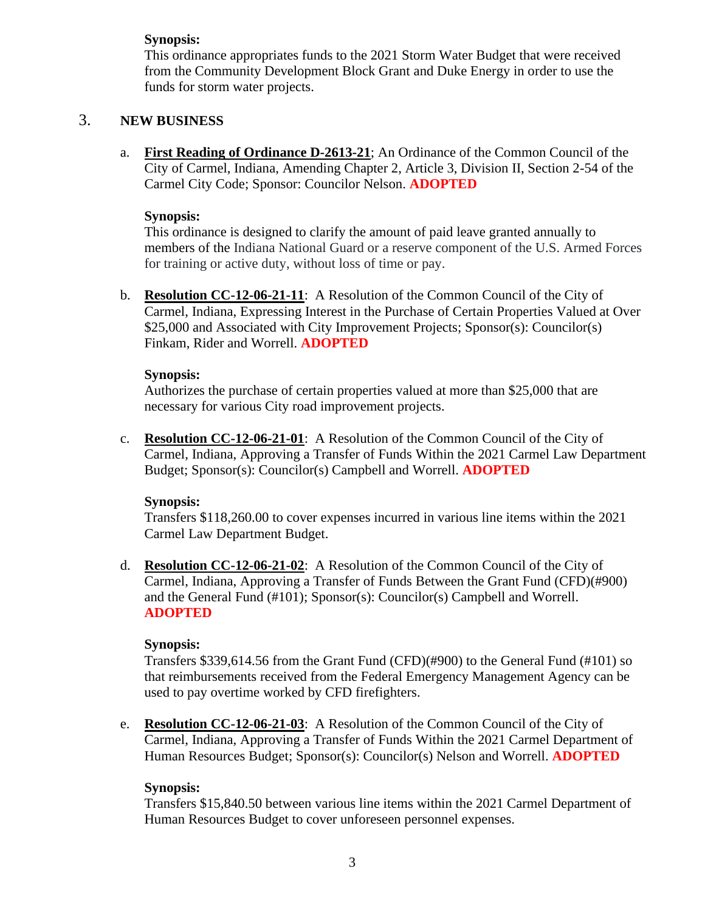**Synopsis:**
This ordinance appropriates funds to the 2021 Storm Water Budget that were received from the Community Development Block Grant and Duke Energy in order to use the funds for storm water projects.

## 3. NEW BUSINESS

a. **First Reading of Ordinance D-2613-21**; An Ordinance of the Common Council of the City of Carmel, Indiana, Amending Chapter 2, Article 3, Division II, Section 2-54 of the Carmel City Code; Sponsor: Councilor Nelson. **ADOPTED**

**Synopsis:**
This ordinance is designed to clarify the amount of paid leave granted annually to members of the Indiana National Guard or a reserve component of the U.S. Armed Forces for training or active duty, without loss of time or pay.

b. **Resolution CC-12-06-21-11**: A Resolution of the Common Council of the City of Carmel, Indiana, Expressing Interest in the Purchase of Certain Properties Valued at Over $25,000 and Associated with City Improvement Projects; Sponsor(s): Councilor(s) Finkam, Rider and Worrell. **ADOPTED**

**Synopsis:**
Authorizes the purchase of certain properties valued at more than $25,000 that are necessary for various City road improvement projects.

c. **Resolution CC-12-06-21-01**: A Resolution of the Common Council of the City of Carmel, Indiana, Approving a Transfer of Funds Within the 2021 Carmel Law Department Budget; Sponsor(s): Councilor(s) Campbell and Worrell. **ADOPTED**

**Synopsis:**
Transfers $118,260.00 to cover expenses incurred in various line items within the 2021 Carmel Law Department Budget.

d. **Resolution CC-12-06-21-02**: A Resolution of the Common Council of the City of Carmel, Indiana, Approving a Transfer of Funds Between the Grant Fund (CFD)(#900) and the General Fund (#101); Sponsor(s): Councilor(s) Campbell and Worrell. **ADOPTED**

**Synopsis:**
Transfers $339,614.56 from the Grant Fund (CFD)(#900) to the General Fund (#101) so that reimbursements received from the Federal Emergency Management Agency can be used to pay overtime worked by CFD firefighters.

e. **Resolution CC-12-06-21-03**: A Resolution of the Common Council of the City of Carmel, Indiana, Approving a Transfer of Funds Within the 2021 Carmel Department of Human Resources Budget; Sponsor(s): Councilor(s) Nelson and Worrell. **ADOPTED**

**Synopsis:**
Transfers $15,840.50 between various line items within the 2021 Carmel Department of Human Resources Budget to cover unforeseen personnel expenses.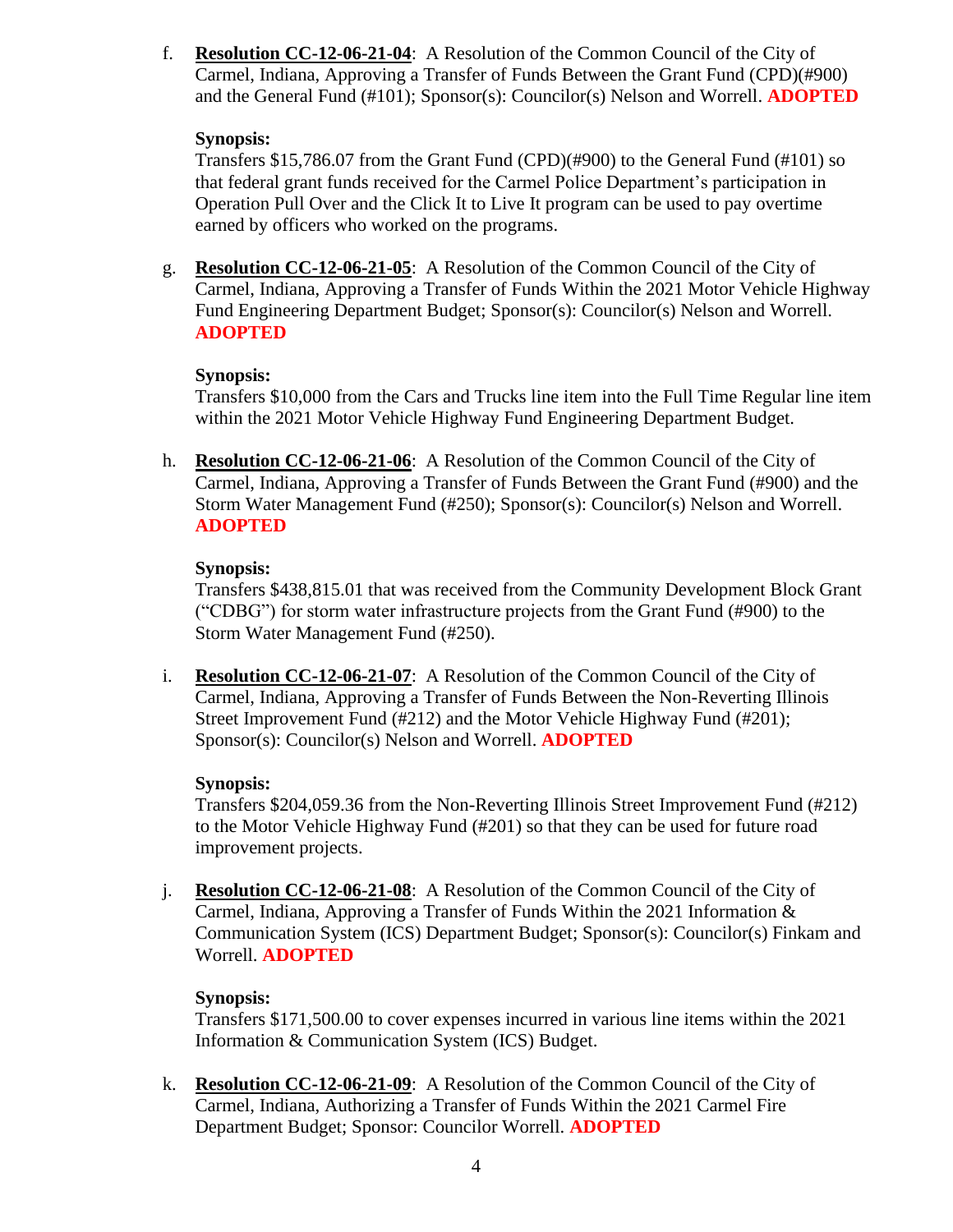f. **Resolution CC-12-06-21-04**: A Resolution of the Common Council of the City of Carmel, Indiana, Approving a Transfer of Funds Between the Grant Fund (CPD)(#900) and the General Fund (#101); Sponsor(s): Councilor(s) Nelson and Worrell. **ADOPTED**

   **Synopsis:**
   Transfers $15,786.07 from the Grant Fund (CPD)(#900) to the General Fund (#101) so that federal grant funds received for the Carmel Police Department's participation in Operation Pull Over and the Click It to Live It program can be used to pay overtime earned by officers who worked on the programs.

g. **Resolution CC-12-06-21-05**: A Resolution of the Common Council of the City of Carmel, Indiana, Approving a Transfer of Funds Within the 2021 Motor Vehicle Highway Fund Engineering Department Budget; Sponsor(s): Councilor(s) Nelson and Worrell. **ADOPTED**

   **Synopsis:**
   Transfers $10,000 from the Cars and Trucks line item into the Full Time Regular line item within the 2021 Motor Vehicle Highway Fund Engineering Department Budget.

h. **Resolution CC-12-06-21-06**: A Resolution of the Common Council of the City of Carmel, Indiana, Approving a Transfer of Funds Between the Grant Fund (#900) and the Storm Water Management Fund (#250); Sponsor(s): Councilor(s) Nelson and Worrell. **ADOPTED**

   **Synopsis:**
   Transfers $438,815.01 that was received from the Community Development Block Grant ("CDBG") for storm water infrastructure projects from the Grant Fund (#900) to the Storm Water Management Fund (#250).

i. **Resolution CC-12-06-21-07**: A Resolution of the Common Council of the City of Carmel, Indiana, Approving a Transfer of Funds Between the Non-Reverting Illinois Street Improvement Fund (#212) and the Motor Vehicle Highway Fund (#201); Sponsor(s): Councilor(s) Nelson and Worrell. **ADOPTED**

   **Synopsis:**
   Transfers $204,059.36 from the Non-Reverting Illinois Street Improvement Fund (#212) to the Motor Vehicle Highway Fund (#201) so that they can be used for future road improvement projects.

j. **Resolution CC-12-06-21-08**: A Resolution of the Common Council of the City of Carmel, Indiana, Approving a Transfer of Funds Within the 2021 Information & Communication System (ICS) Department Budget; Sponsor(s): Councilor(s) Finkam and Worrell. **ADOPTED**

   **Synopsis:**
   Transfers $171,500.00 to cover expenses incurred in various line items within the 2021 Information & Communication System (ICS) Budget.

k. **Resolution CC-12-06-21-09**: A Resolution of the Common Council of the City of Carmel, Indiana, Authorizing a Transfer of Funds Within the 2021 Carmel Fire Department Budget; Sponsor: Councilor Worrell. **ADOPTED**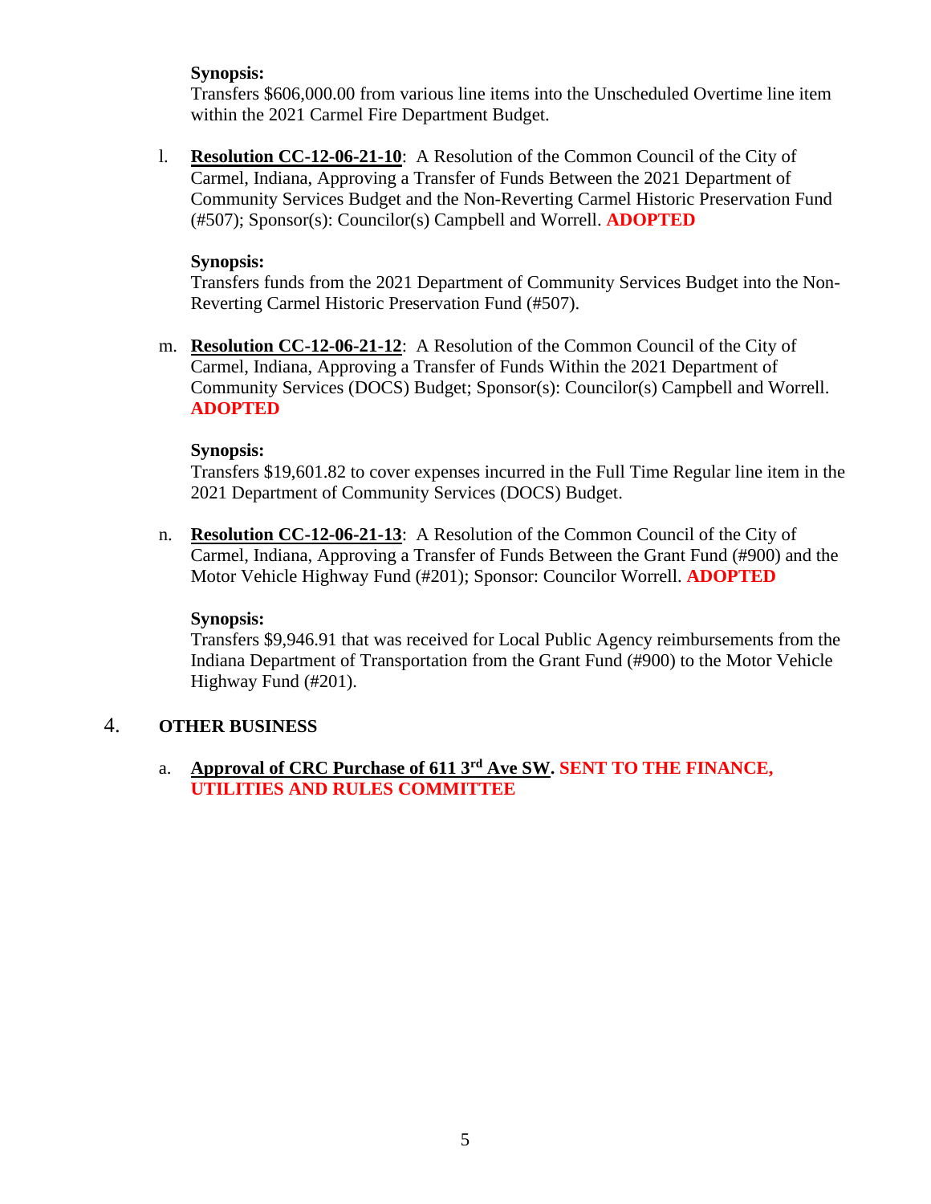**Synopsis:**
Transfers $606,000.00 from various line items into the Unscheduled Overtime line item within the 2021 Carmel Fire Department Budget.

l. **Resolution CC-12-06-21-10**: A Resolution of the Common Council of the City of Carmel, Indiana, Approving a Transfer of Funds Between the 2021 Department of Community Services Budget and the Non-Reverting Carmel Historic Preservation Fund (#507); Sponsor(s): Councilor(s) Campbell and Worrell. **ADOPTED**

**Synopsis:**
Transfers funds from the 2021 Department of Community Services Budget into the Non-Reverting Carmel Historic Preservation Fund (#507).

m. **Resolution CC-12-06-21-12**: A Resolution of the Common Council of the City of Carmel, Indiana, Approving a Transfer of Funds Within the 2021 Department of Community Services (DOCS) Budget; Sponsor(s): Councilor(s) Campbell and Worrell. **ADOPTED**

**Synopsis:**
Transfers $19,601.82 to cover expenses incurred in the Full Time Regular line item in the 2021 Department of Community Services (DOCS) Budget.

n. **Resolution CC-12-06-21-13**: A Resolution of the Common Council of the City of Carmel, Indiana, Approving a Transfer of Funds Between the Grant Fund (#900) and the Motor Vehicle Highway Fund (#201); Sponsor: Councilor Worrell. **ADOPTED**

**Synopsis:**
Transfers $9,946.91 that was received for Local Public Agency reimbursements from the Indiana Department of Transportation from the Grant Fund (#900) to the Motor Vehicle Highway Fund (#201).

## 4. OTHER BUSINESS

a. **Approval of CRC Purchase of 611 3rd Ave SW. SENT TO THE FINANCE, UTILITIES AND RULES COMMITTEE**